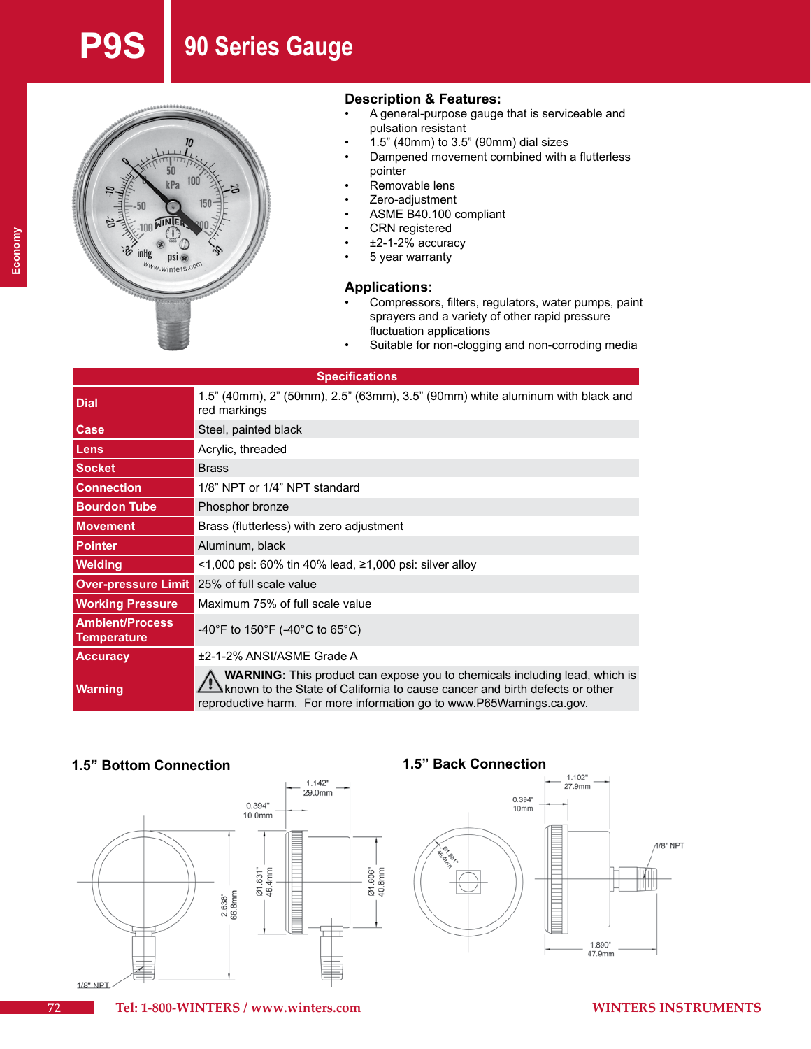# P9S 90 Series Gauge

## Description & Features:

- A general-purpose gauge that is serviceable and pulsation resistant
- 1.5” (40mm) to 3.5” (90mm) dial sizes
- Dampened movement combined with a flutterless pointer
- Removable lens
- Zero-adjustment
- ASME B40.100 compliant
- CRN registered
- ±2-1-2% accuracy
- 5 year warranty

## Applications:

- Compressors, filters, regulators, water pumps, paint sprayers and a variety of other rapid pressure fluctuation applications
- Suitable for non-clogging and non-corroding media

| Specifications | |
|---|---|
| **Dial** | 1.5” (40mm), 2” (50mm), 2.5” (63mm), 3.5” (90mm) white aluminum with black and red markings |
| **Case** | Steel, painted black |
| **Lens** | Acrylic, threaded |
| **Socket** | Brass |
| **Connection** | 1/8” NPT or 1/4” NPT standard |
| **Bourdon Tube** | Phosphor bronze |
| **Movement** | Brass (flutterless) with zero adjustment |
| **Pointer** | Aluminum, black |
| **Welding** | <1,000 psi: 60% tin 40% lead, ≥1,000 psi: silver alloy |
| **Over-pressure Limit** | 25% of full scale value |
| **Working Pressure** | Maximum 75% of full scale value |
| **Ambient/Process Temperature** | -40°F to 150°F (-40°C to 65°C) |
| **Accuracy** | ±2-1-2% ANSI/ASME Grade A |
| **Warning** | **WARNING:** This product can expose you to chemicals including lead, which is known to the State of California to cause cancer and birth defects or other reproductive harm. For more information go to www.P65Warnings.ca.gov. |

### 1.5” Bottom Connection

1.142" 29.0mm; 0.394" 10.0mm; Ø1.831" 46.4mm; Ø1.606" 40.8mm; 2.638" 66.8mm; 1/8" NPT

### 1.5” Back Connection

1.102" 27.9mm; 0.394" 10mm; Ø1.831" 46.4mm; 1/8" NPT; 1.890" 47.9mm

Tel: 1-800-WINTERS / www.winters.com

WINTERS INSTRUMENTS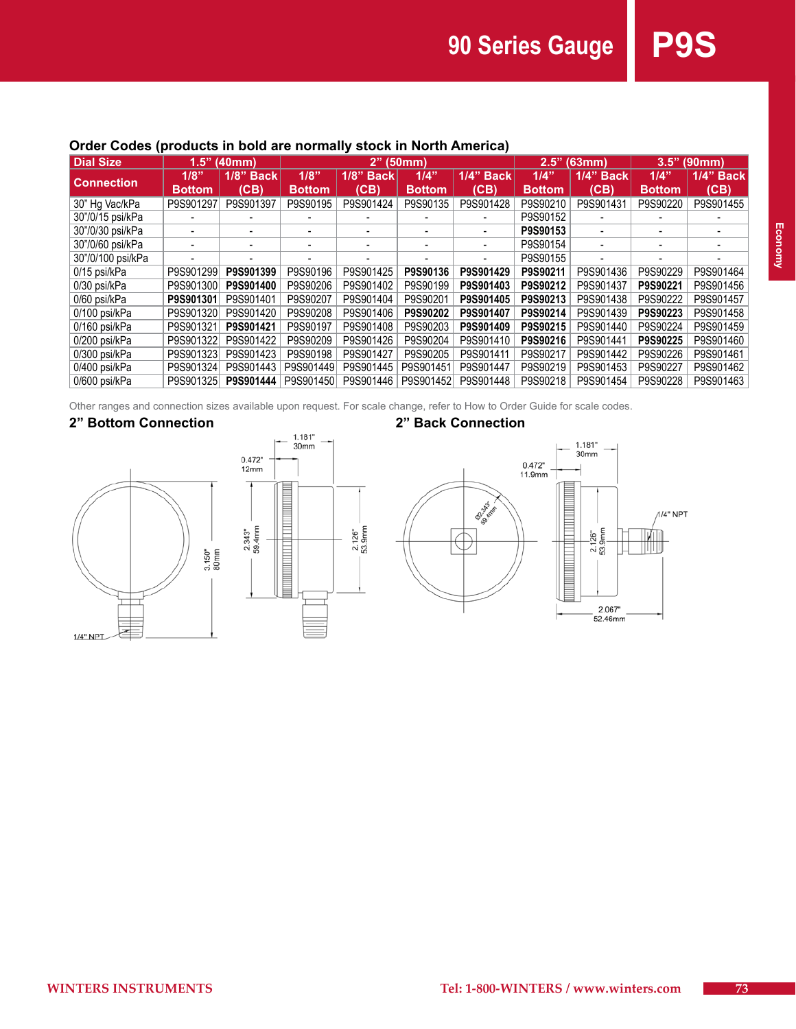# 90 Series Gauge

# P9S

## Order Codes (products in bold are normally stock in North America)

| Dial Size | 1.5" (40mm) | | 2" (50mm) | | | | 2.5" (63mm) | | 3.5" (90mm) | |
|---|---|---|---|---|---|---|---|---|---|---|
| Connection | 1/8" Bottom | 1/8" Back (CB) | 1/8" Bottom | 1/8" Back (CB) | 1/4" Bottom | 1/4" Back (CB) | 1/4" Bottom | 1/4" Back (CB) | 1/4" Bottom | 1/4" Back (CB) |
| 30" Hg Vac/kPa | P9S901297 | P9S901397 | P9S90195 | P9S901424 | P9S90135 | P9S901428 | P9S90210 | P9S901431 | P9S90220 | P9S901455 |
| 30"/0/15 psi/kPa | - | - | - | - | - | - | P9S90152 | - | - | - |
| 30"/0/30 psi/kPa | - | - | - | - | - | - | **P9S90153** | - | - | - |
| 30"/0/60 psi/kPa | - | - | - | - | - | - | P9S90154 | - | - | - |
| 30"/0/100 psi/kPa | - | - | - | - | - | - | P9S90155 | - | - | - |
| 0/15 psi/kPa | P9S901299 | **P9S901399** | P9S90196 | P9S901425 | **P9S90136** | **P9S901429** | **P9S90211** | P9S901436 | P9S90229 | P9S901464 |
| 0/30 psi/kPa | P9S901300 | **P9S901400** | P9S90206 | P9S901402 | P9S90199 | **P9S901403** | **P9S90212** | P9S901437 | **P9S90221** | P9S901456 |
| 0/60 psi/kPa | **P9S901301** | P9S901401 | P9S90207 | P9S901404 | P9S90201 | **P9S901405** | **P9S90213** | P9S901438 | P9S90222 | P9S901457 |
| 0/100 psi/kPa | P9S901320 | P9S901420 | P9S90208 | P9S901406 | **P9S90202** | **P9S901407** | **P9S90214** | P9S901439 | **P9S90223** | P9S901458 |
| 0/160 psi/kPa | P9S901321 | **P9S901421** | P9S90197 | P9S901408 | P9S90203 | **P9S901409** | **P9S90215** | P9S901440 | P9S90224 | P9S901459 |
| 0/200 psi/kPa | P9S901322 | P9S901422 | P9S90209 | P9S901426 | P9S90204 | P9S901410 | **P9S90216** | P9S901441 | **P9S90225** | P9S901460 |
| 0/300 psi/kPa | P9S901323 | P9S901423 | P9S90198 | P9S901427 | P9S90205 | P9S901411 | P9S90217 | P9S901442 | P9S90226 | P9S901461 |
| 0/400 psi/kPa | P9S901324 | P9S901443 | P9S901449 | P9S901445 | P9S901451 | P9S901447 | P9S90219 | P9S901453 | P9S90227 | P9S901462 |
| 0/600 psi/kPa | P9S901325 | **P9S901444** | P9S901450 | P9S901446 | P9S901452 | P9S901448 | P9S90218 | P9S901454 | P9S90228 | P9S901463 |

Other ranges and connection sizes available upon request. For scale change, refer to How to Order Guide for scale codes.

### 2" Bottom Connection

1.181" 30mm; 0.472" 12mm; 2.343" 59.4mm; 2.126" 53.9mm; 3.150" 80mm; 1/4" NPT

### 2" Back Connection

1.181" 30mm; 0.472" 11.9mm; Ø2.343" 59.4mm; 2.126" 53.9mm; 2.067" 52.46mm; 1/4" NPT

Economy

WINTERS INSTRUMENTS — Tel: 1-800-WINTERS / www.winters.com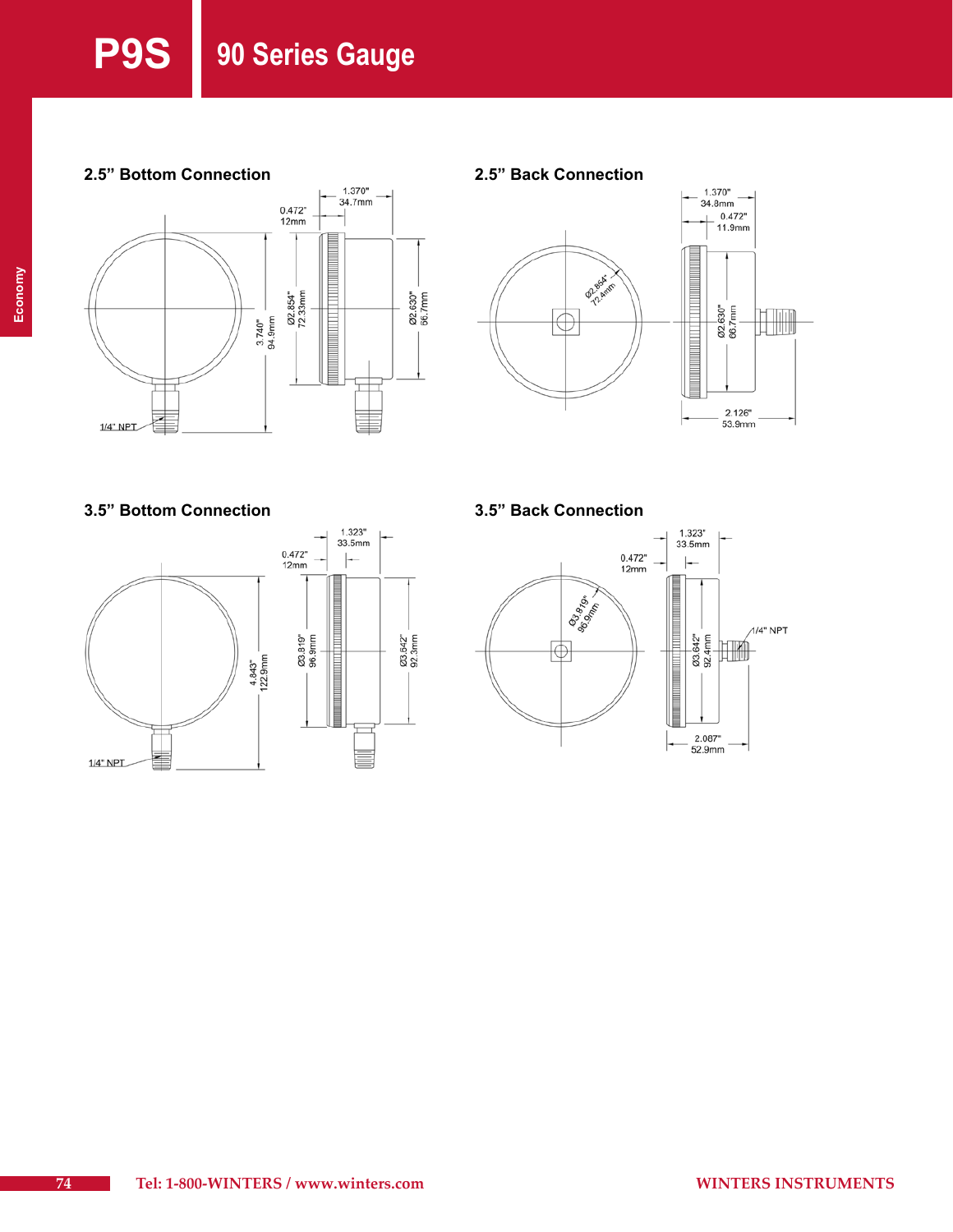# P9S 90 Series Gauge

Economy

## 2.5" Bottom Connection

1.370"
34.7mm

0.472"
12mm

3.740"
94.9mm

Ø2.854"
72.33mm

Ø2.630"
66.7mm

1/4" NPT

## 2.5" Back Connection

1.370"
34.8mm

0.472"
11.9mm

Ø2.854"
72.4mm

Ø2.630"
66.7mm

2.126"
53.9mm

## 3.5" Bottom Connection

1.323"
33.5mm

0.472"
12mm

4.843"
122.9mm

Ø3.819"
96.9mm

Ø3.642"
92.3mm

1/4" NPT

## 3.5" Back Connection

1.323"
33.5mm

0.472"
12mm

Ø3.819"
96.9mm

Ø3.642"
92.4mm

1/4" NPT

2.087"
52.9mm

Tel: 1-800-WINTERS / www.winters.com

WINTERS INSTRUMENTS